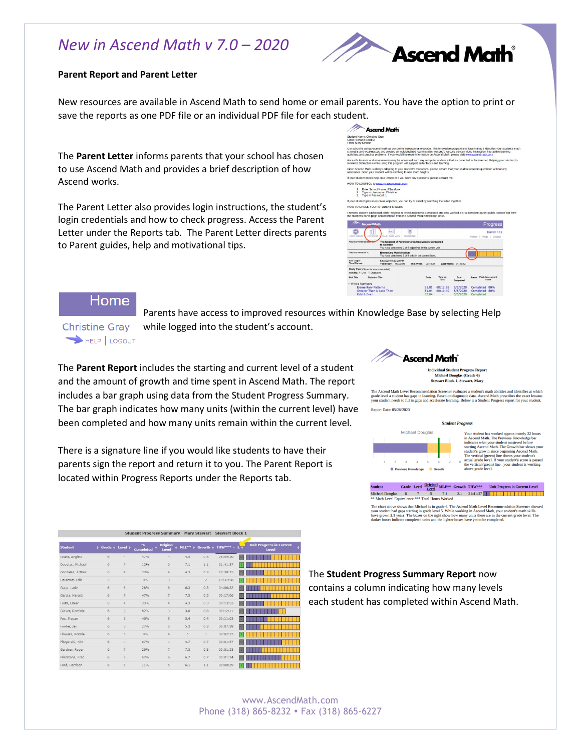# New in Ascend Math v 7.0 – 2020

**Parent Report and Parent Letter**

New resources are available in Ascend Math to send home or email parents. You have the option to print or save the reports as one PDF file or an individual PDF file for each student.

The **Parent Letter** informs parents that your school has chosen to use Ascend Math and provides a brief description of how Ascend works.

The Parent Letter also provides login instructions, the student's login credentials and how to check progress. Access the Parent Letter under the Reports tab. The Parent Letter directs parents to Parent guides, help and motivational tips.

Parents have access to improved resources within Knowledge Base by selecting Help while logged into the student's account.

The **Parent Report** includes the starting and current level of a student and the amount of growth and time spent in Ascend Math. The report includes a bar graph using data from the Student Progress Summary. The bar graph indicates how many units (within the current level) have been completed and how many units remain within the current level.

There is a signature line if you would like students to have their parents sign the report and return it to you. The Parent Report is located within Progress Reports under the Reports tab.

The **Student Progress Summary Report** now contains a column indicating how many levels each student has completed within Ascend Math.

www.AscendMath.com
Phone (318) 865-8232 • Fax (318) 865-6227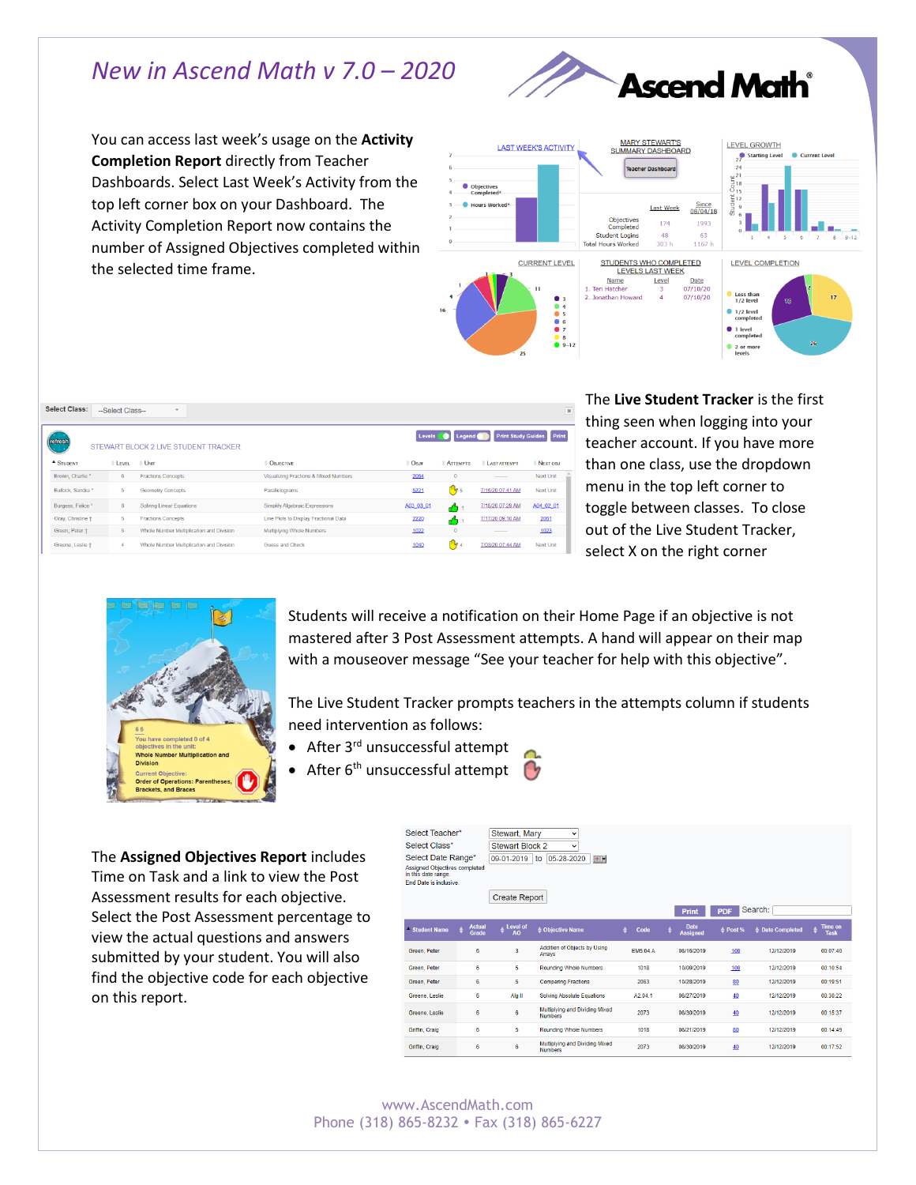# *New in Ascend Math v 7.0 – 2020*

You can access last week's usage on the **Activity Completion Report** directly from Teacher Dashboards. Select Last Week's Activity from the top left corner box on your Dashboard. The Activity Completion Report now contains the number of Assigned Objectives completed within the selected time frame.

The **Live Student Tracker** is the first thing seen when logging into your teacher account. If you have more than one class, use the dropdown menu in the top left corner to toggle between classes. To close out of the Live Student Tracker, select X on the right corner

Students will receive a notification on their Home Page if an objective is not mastered after 3 Post Assessment attempts. A hand will appear on their map with a mouseover message "See your teacher for help with this objective".

The Live Student Tracker prompts teachers in the attempts column if students need intervention as follows:

- After 3rd unsuccessful attempt
- After 6th unsuccessful attempt

The **Assigned Objectives Report** includes Time on Task and a link to view the Post Assessment results for each objective. Select the Post Assessment percentage to view the actual questions and answers submitted by your student. You will also find the objective code for each objective on this report.

www.AscendMath.com
Phone (318) 865-8232 • Fax (318) 865-6227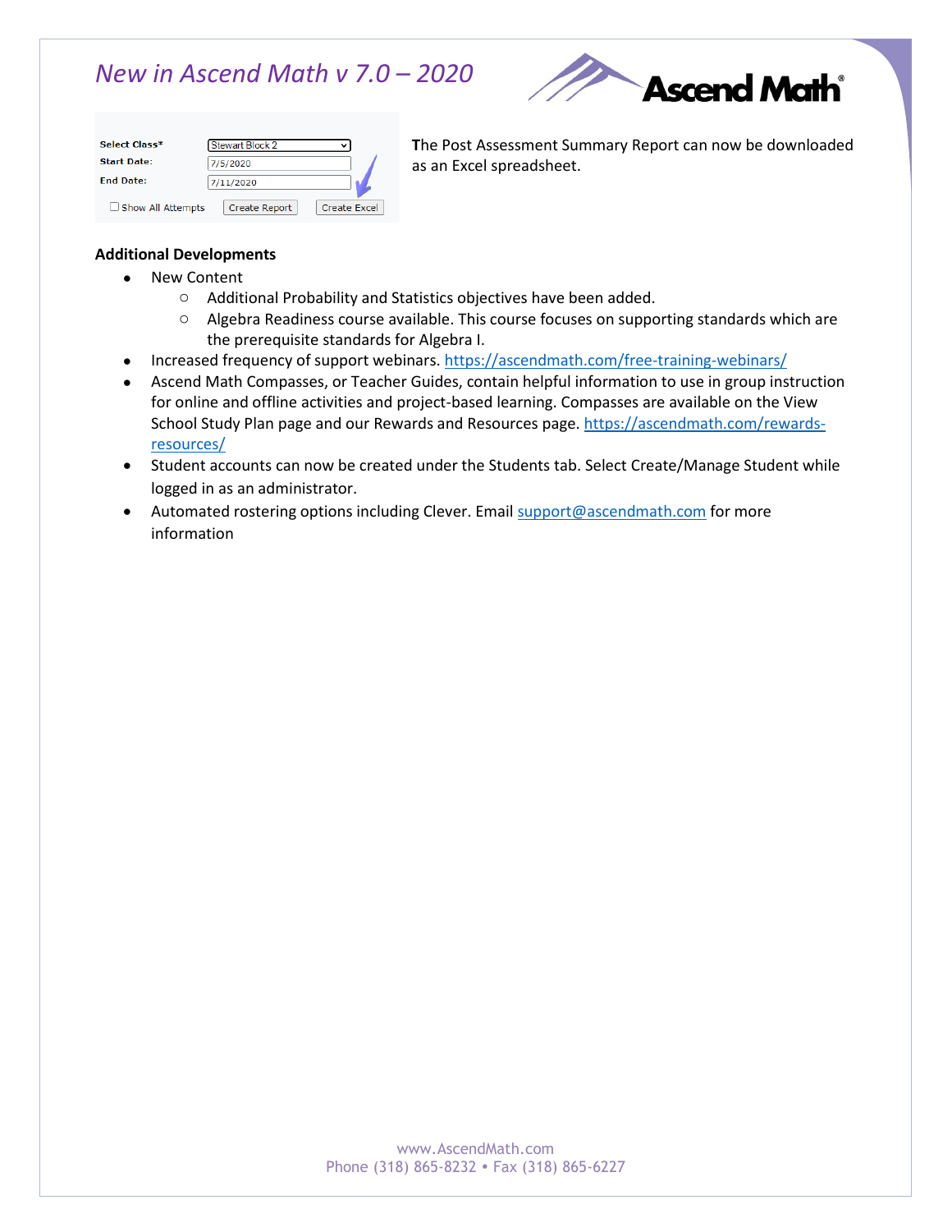# New in Ascend Math v 7.0 – 2020

Select Class* Stewart Block 2
Start Date: 7/5/2020
End Date: 7/11/2020
Show All Attempts Create Report Create Excel

The Post Assessment Summary Report can now be downloaded as an Excel spreadsheet.

**Additional Developments**

- New Content
  - Additional Probability and Statistics objectives have been added.
  - Algebra Readiness course available. This course focuses on supporting standards which are the prerequisite standards for Algebra I.
- Increased frequency of support webinars. https://ascendmath.com/free-training-webinars/
- Ascend Math Compasses, or Teacher Guides, contain helpful information to use in group instruction for online and offline activities and project-based learning. Compasses are available on the View School Study Plan page and our Rewards and Resources page. https://ascendmath.com/rewards-resources/
- Student accounts can now be created under the Students tab. Select Create/Manage Student while logged in as an administrator.
- Automated rostering options including Clever. Email support@ascendmath.com for more information